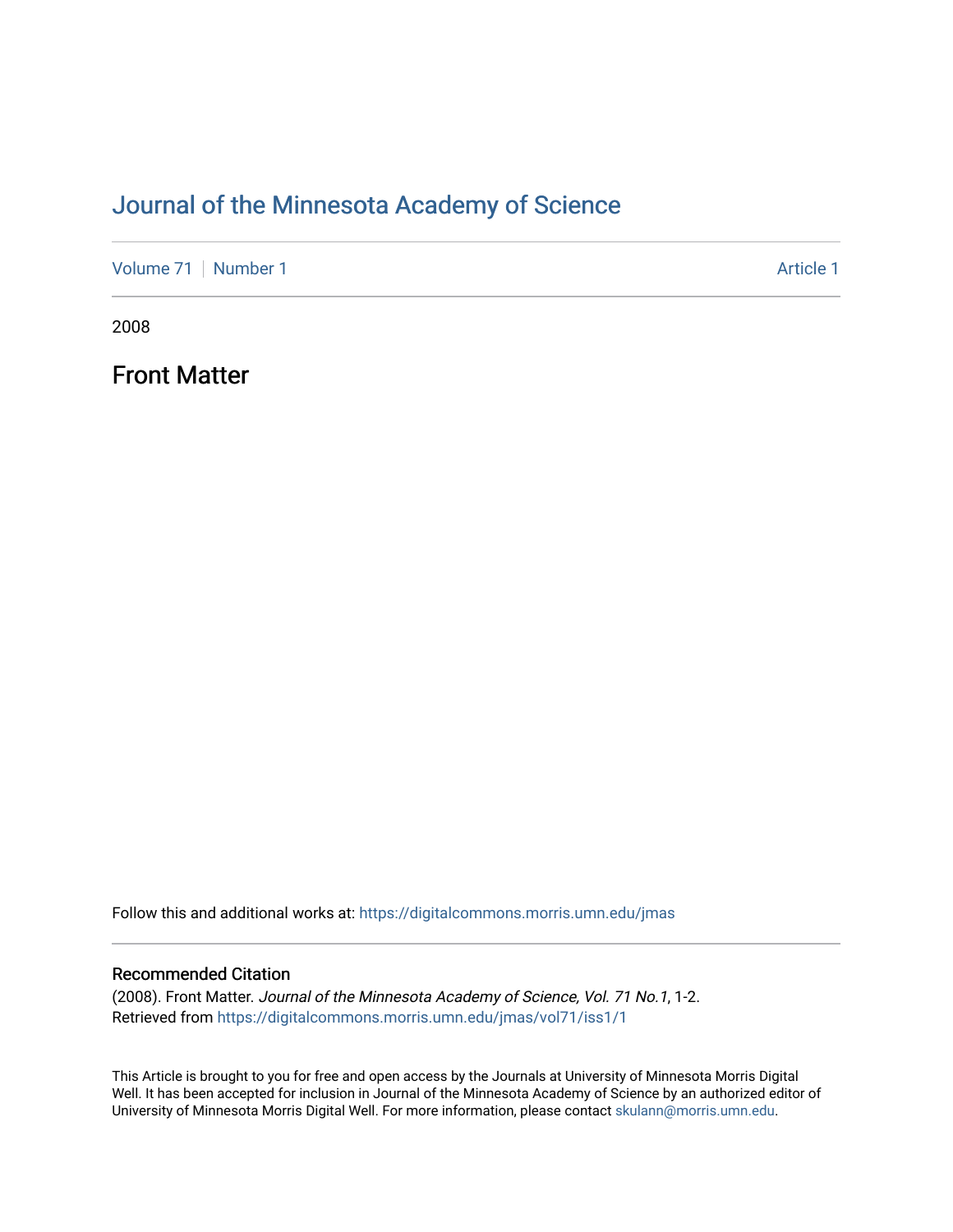# Journal of the Minnesota Academy of Science

Volume 71 | Number 1 | Article 1

2008

## Front Matter

Follow this and additional works at: https://digitalcommons.morris.umn.edu/jmas

### Recommended Citation

(2008). Front Matter. *Journal of the Minnesota Academy of Science, Vol. 71 No.1*, 1-2.
Retrieved from https://digitalcommons.morris.umn.edu/jmas/vol71/iss1/1

This Article is brought to you for free and open access by the Journals at University of Minnesota Morris Digital Well. It has been accepted for inclusion in Journal of the Minnesota Academy of Science by an authorized editor of University of Minnesota Morris Digital Well. For more information, please contact skulann@morris.umn.edu.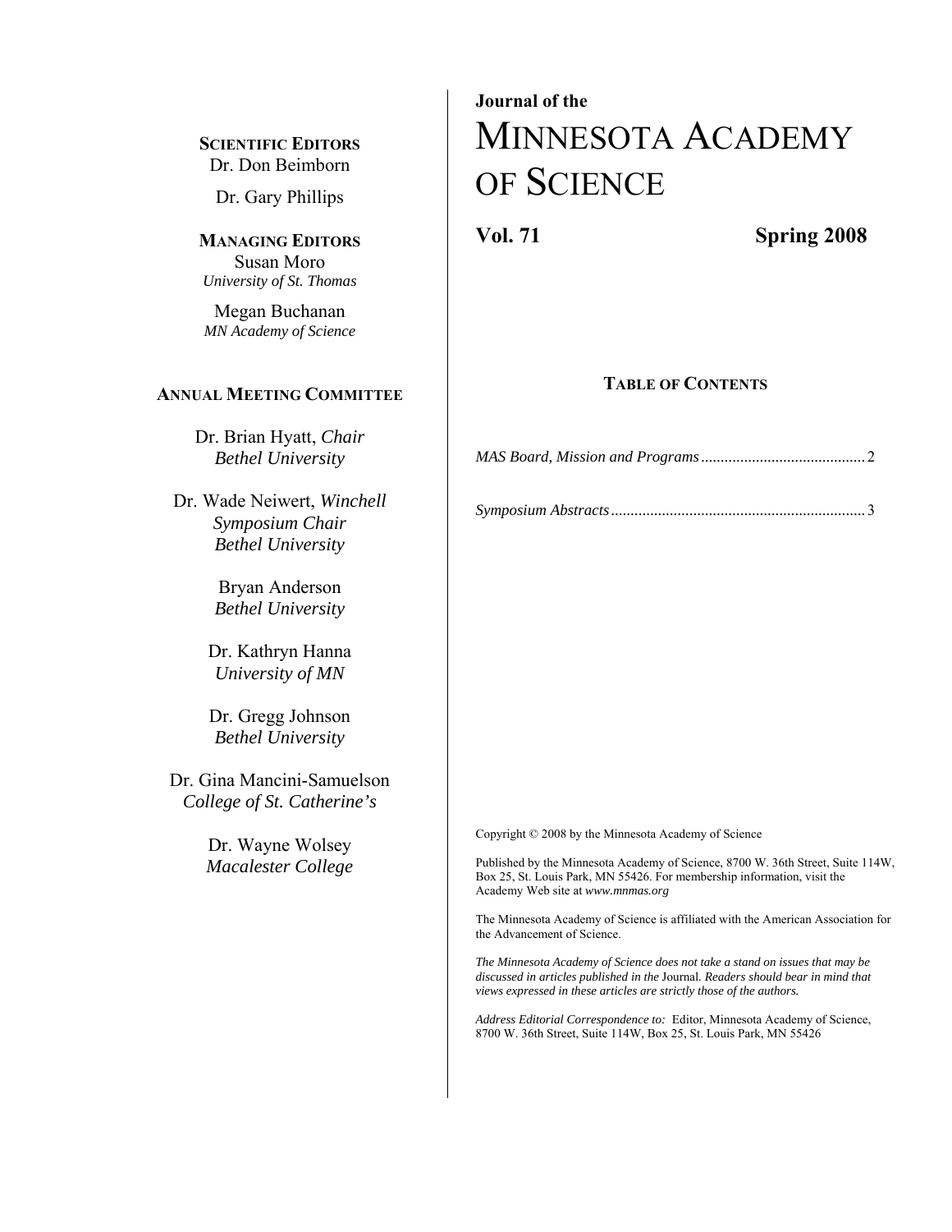**SCIENTIFIC EDITORS**

Dr. Don Beimborn

Dr. Gary Phillips

**MANAGING EDITORS**

Susan Moro
*University of St. Thomas*

Megan Buchanan
*MN Academy of Science*

**ANNUAL MEETING COMMITTEE**

Dr. Brian Hyatt, *Chair*
*Bethel University*

Dr. Wade Neiwert, *Winchell Symposium Chair*
*Bethel University*

Bryan Anderson
*Bethel University*

Dr. Kathryn Hanna
*University of MN*

Dr. Gregg Johnson
*Bethel University*

Dr. Gina Mancini-Samuelson
*College of St. Catherine's*

Dr. Wayne Wolsey
*Macalester College*

**Journal of the**

# MINNESOTA ACADEMY OF SCIENCE

**Vol. 71** **Spring 2008**

## TABLE OF CONTENTS

*MAS Board, Mission and Programs* .......................................... 2

*Symposium Abstracts* ................................................................ 3

Copyright © 2008 by the Minnesota Academy of Science

Published by the Minnesota Academy of Science, 8700 W. 36th Street, Suite 114W, Box 25, St. Louis Park, MN 55426. For membership information, visit the Academy Web site at *www.mnmas.org*

The Minnesota Academy of Science is affiliated with the American Association for the Advancement of Science.

*The Minnesota Academy of Science does not take a stand on issues that may be discussed in articles published in the* Journal. *Readers should bear in mind that views expressed in these articles are strictly those of the authors.*

*Address Editorial Correspondence to:* Editor, Minnesota Academy of Science, 8700 W. 36th Street, Suite 114W, Box 25, St. Louis Park, MN 55426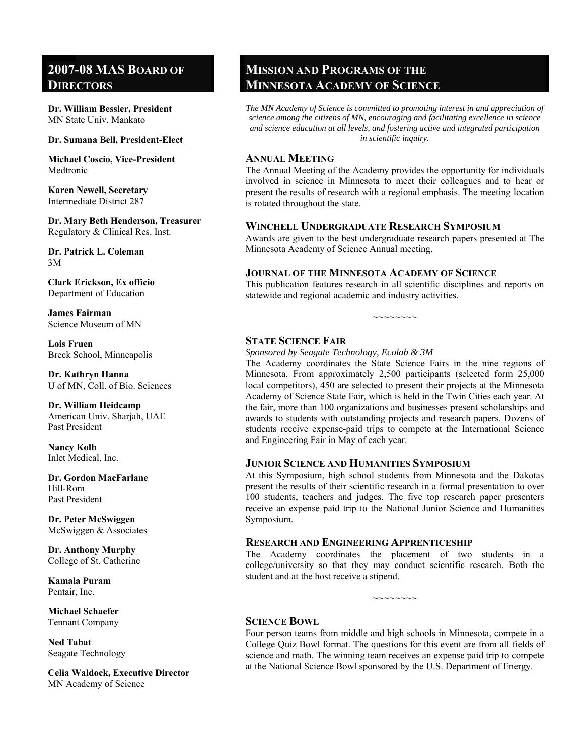## 2007-08 MAS Board of Directors

**Dr. William Bessler, President**
MN State Univ. Mankato

**Dr. Sumana Bell, President-Elect**

**Michael Coscio, Vice-President**
Medtronic

**Karen Newell, Secretary**
Intermediate District 287

**Dr. Mary Beth Henderson, Treasurer**
Regulatory & Clinical Res. Inst.

**Dr. Patrick L. Coleman**
3M

**Clark Erickson, Ex officio**
Department of Education

**James Fairman**
Science Museum of MN

**Lois Fruen**
Breck School, Minneapolis

**Dr. Kathryn Hanna**
U of MN, Coll. of Bio. Sciences

**Dr. William Heidcamp**
American Univ. Sharjah, UAE
Past President

**Nancy Kolb**
Inlet Medical, Inc.

**Dr. Gordon MacFarlane**
Hill-Rom
Past President

**Dr. Peter McSwiggen**
McSwiggen & Associates

**Dr. Anthony Murphy**
College of St. Catherine

**Kamala Puram**
Pentair, Inc.

**Michael Schaefer**
Tennant Company

**Ned Tabat**
Seagate Technology

**Celia Waldock, Executive Director**
MN Academy of Science

## Mission and Programs of the Minnesota Academy of Science

*The MN Academy of Science is committed to promoting interest in and appreciation of science among the citizens of MN, encouraging and facilitating excellence in science and science education at all levels, and fostering active and integrated participation in scientific inquiry.*

### Annual Meeting

The Annual Meeting of the Academy provides the opportunity for individuals involved in science in Minnesota to meet their colleagues and to hear or present the results of research with a regional emphasis. The meeting location is rotated throughout the state.

### Winchell Undergraduate Research Symposium

Awards are given to the best undergraduate research papers presented at The Minnesota Academy of Science Annual meeting.

### Journal of the Minnesota Academy of Science

This publication features research in all scientific disciplines and reports on statewide and regional academic and industry activities.

~~~~~~~~

### State Science Fair

*Sponsored by Seagate Technology, Ecolab & 3M*

The Academy coordinates the State Science Fairs in the nine regions of Minnesota. From approximately 2,500 participants (selected form 25,000 local competitors), 450 are selected to present their projects at the Minnesota Academy of Science State Fair, which is held in the Twin Cities each year. At the fair, more than 100 organizations and businesses present scholarships and awards to students with outstanding projects and research papers. Dozens of students receive expense-paid trips to compete at the International Science and Engineering Fair in May of each year.

### Junior Science and Humanities Symposium

At this Symposium, high school students from Minnesota and the Dakotas present the results of their scientific research in a formal presentation to over 100 students, teachers and judges. The five top research paper presenters receive an expense paid trip to the National Junior Science and Humanities Symposium.

### Research and Engineering Apprenticeship

The Academy coordinates the placement of two students in a college/university so that they may conduct scientific research. Both the student and at the host receive a stipend.

~~~~~~~~

### Science Bowl

Four person teams from middle and high schools in Minnesota, compete in a College Quiz Bowl format. The questions for this event are from all fields of science and math. The winning team receives an expense paid trip to compete at the National Science Bowl sponsored by the U.S. Department of Energy.